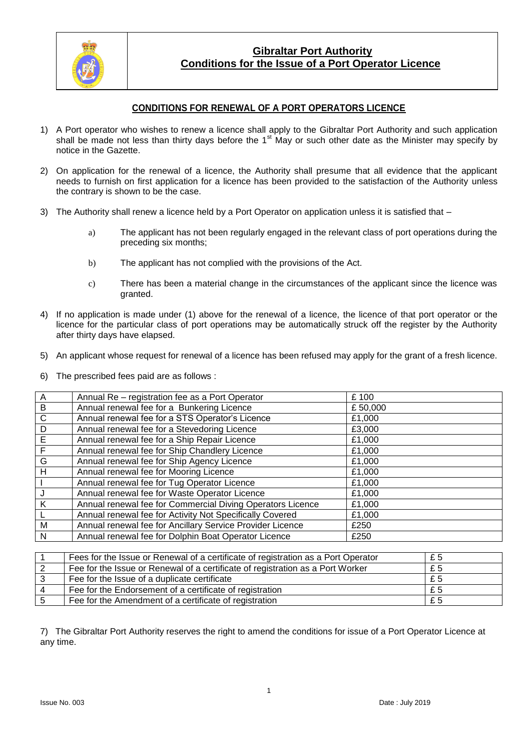# Gibraltar Port Authority
# Conditions for the Issue of a Port Operator Licence

## CONDITIONS FOR RENEWAL OF A PORT OPERATORS LICENCE

1) A Port operator who wishes to renew a licence shall apply to the Gibraltar Port Authority and such application shall be made not less than thirty days before the 1st May or such other date as the Minister may specify by notice in the Gazette.

2) On application for the renewal of a licence, the Authority shall presume that all evidence that the applicant needs to furnish on first application for a licence has been provided to the satisfaction of the Authority unless the contrary is shown to be the case.

3) The Authority shall renew a licence held by a Port Operator on application unless it is satisfied that –

    a) The applicant has not been regularly engaged in the relevant class of port operations during the preceding six months;

    b) The applicant has not complied with the provisions of the Act.

    c) There has been a material change in the circumstances of the applicant since the licence was granted.

4) If no application is made under (1) above for the renewal of a licence, the licence of that port operator or the licence for the particular class of port operations may be automatically struck off the register by the Authority after thirty days have elapsed.

5) An applicant whose request for renewal of a licence has been refused may apply for the grant of a fresh licence.

6) The prescribed fees paid are as follows :

| | | |
|---|---|---|
| A | Annual Re – registration fee as a Port Operator | £ 100 |
| B | Annual renewal fee for a Bunkering Licence | £ 50,000 |
| C | Annual renewal fee for a STS Operator's Licence | £1,000 |
| D | Annual renewal fee for a Stevedoring Licence | £3,000 |
| E | Annual renewal fee for a Ship Repair Licence | £1,000 |
| F | Annual renewal fee for Ship Chandlery Licence | £1,000 |
| G | Annual renewal fee for Ship Agency Licence | £1,000 |
| H | Annual renewal fee for Mooring Licence | £1,000 |
| I | Annual renewal fee for Tug Operator Licence | £1,000 |
| J | Annual renewal fee for Waste Operator Licence | £1,000 |
| K | Annual renewal fee for Commercial Diving Operators Licence | £1,000 |
| L | Annual renewal fee for Activity Not Specifically Covered | £1,000 |
| M | Annual renewal fee for Ancillary Service Provider Licence | £250 |
| N | Annual renewal fee for Dolphin Boat Operator Licence | £250 |

| | | |
|---|---|---|
| 1 | Fees for the Issue or Renewal of a certificate of registration as a Port Operator | £ 5 |
| 2 | Fee for the Issue or Renewal of a certificate of registration as a Port Worker | £ 5 |
| 3 | Fee for the Issue of a duplicate certificate | £ 5 |
| 4 | Fee for the Endorsement of a certificate of registration | £ 5 |
| 5 | Fee for the Amendment of a certificate of registration | £ 5 |

7) The Gibraltar Port Authority reserves the right to amend the conditions for issue of a Port Operator Licence at any time.

Issue No. 003 Date : July 2019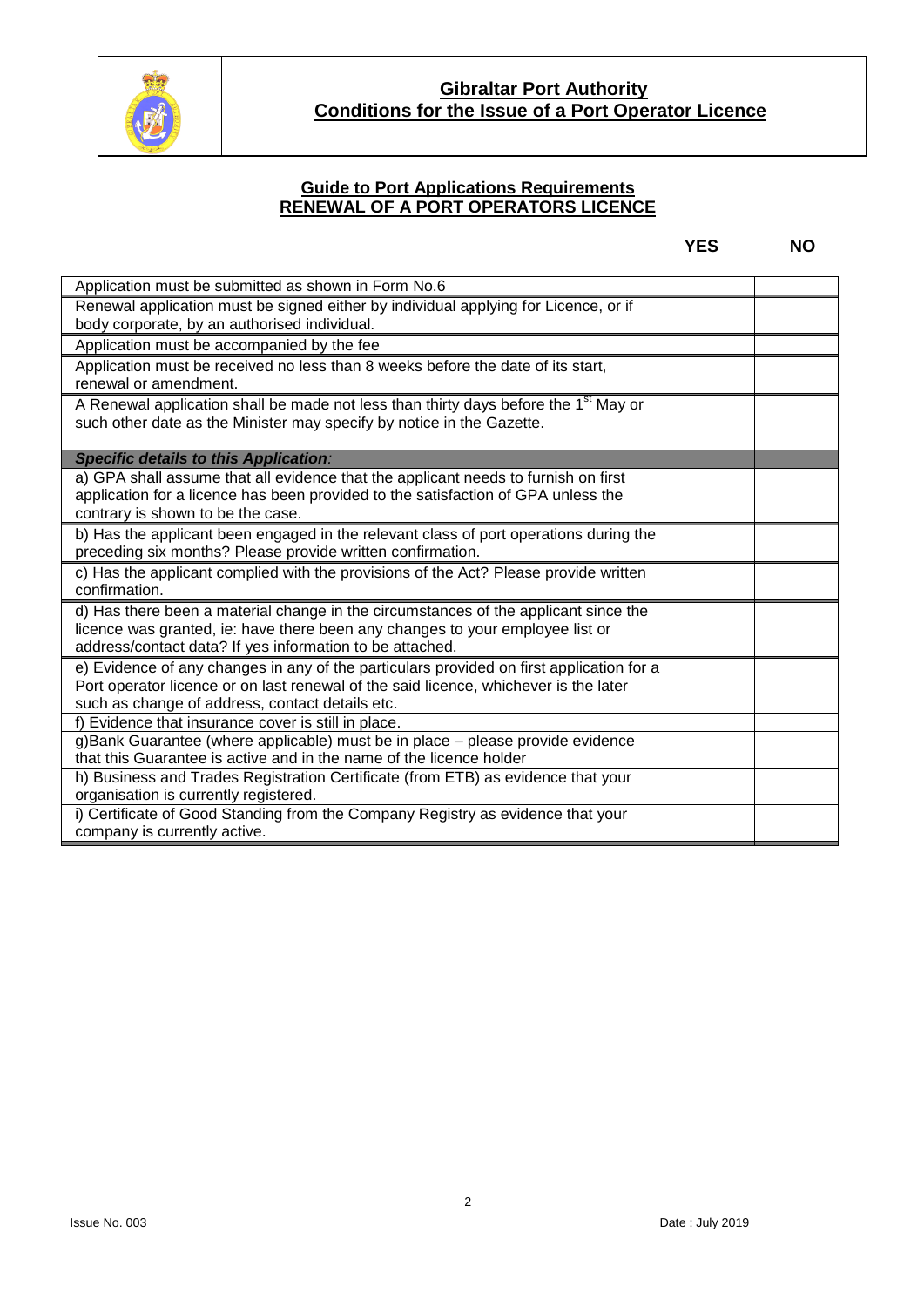## Gibraltar Port Authority
## Conditions for the Issue of a Port Operator Licence

### Guide to Port Applications Requirements
### RENEWAL OF A PORT OPERATORS LICENCE

| | YES | NO |
|---|---|---|
| Application must be submitted as shown in Form No.6 | | |
| Renewal application must be signed either by individual applying for Licence, or if body corporate, by an authorised individual. | | |
| Application must be accompanied by the fee | | |
| Application must be received no less than 8 weeks before the date of its start, renewal or amendment. | | |
| A Renewal application shall be made not less than thirty days before the 1st May or such other date as the Minister may specify by notice in the Gazette. | | |
| ***Specific details to this Application:*** | | |
| a) GPA shall assume that all evidence that the applicant needs to furnish on first application for a licence has been provided to the satisfaction of GPA unless the contrary is shown to be the case. | | |
| b) Has the applicant been engaged in the relevant class of port operations during the preceding six months? Please provide written confirmation. | | |
| c) Has the applicant complied with the provisions of the Act? Please provide written confirmation. | | |
| d) Has there been a material change in the circumstances of the applicant since the licence was granted, ie: have there been any changes to your employee list or address/contact data? If yes information to be attached. | | |
| e) Evidence of any changes in any of the particulars provided on first application for a Port operator licence or on last renewal of the said licence, whichever is the later such as change of address, contact details etc. | | |
| f) Evidence that insurance cover is still in place. | | |
| g)Bank Guarantee (where applicable) must be in place – please provide evidence that this Guarantee is active and in the name of the licence holder | | |
| h) Business and Trades Registration Certificate (from ETB) as evidence that your organisation is currently registered. | | |
| i) Certificate of Good Standing from the Company Registry as evidence that your company is currently active. | | |

Issue No. 003 Date : July 2019